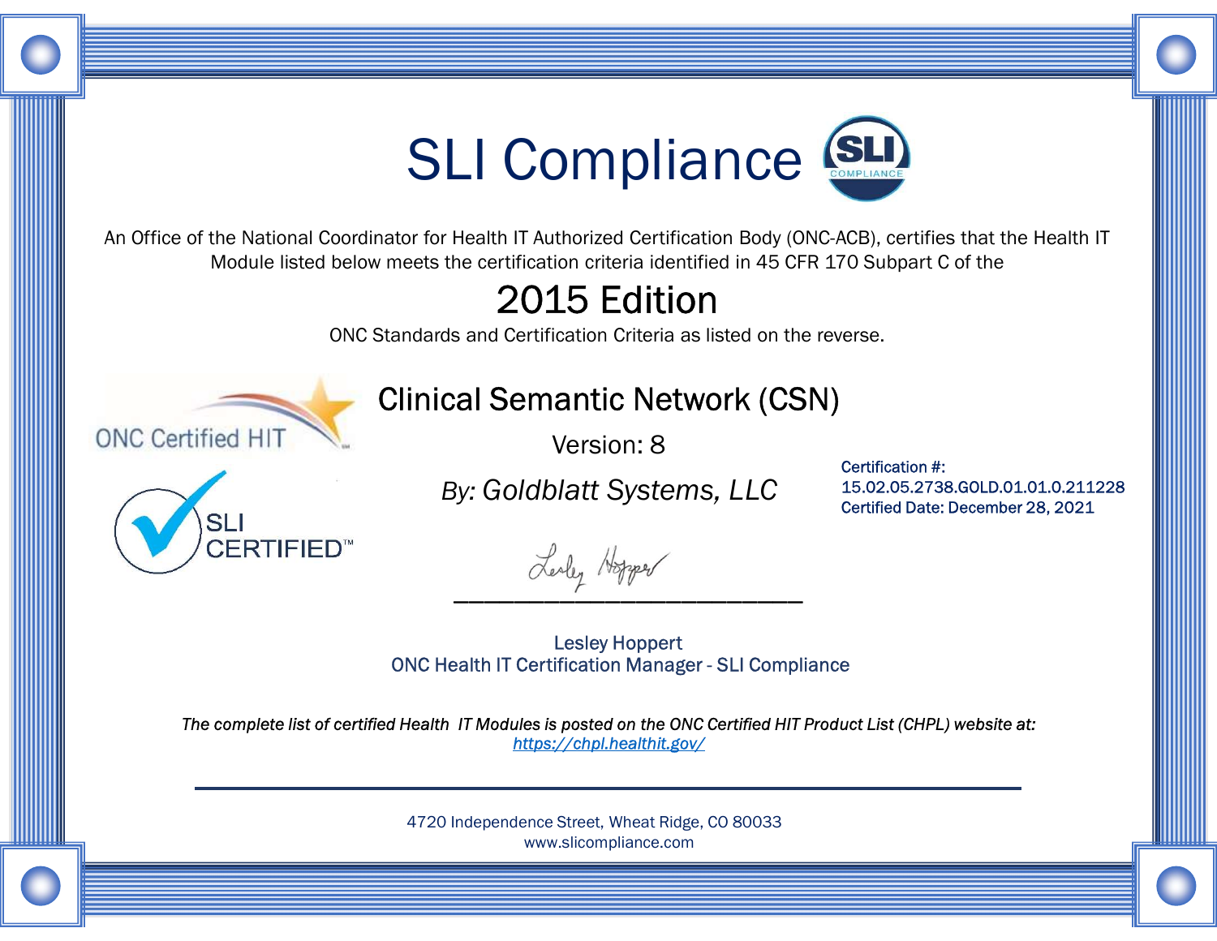# SLI Compliance

An Office of the National Coordinator for Health IT Authorized Certification Body (ONC-ACB), certifies that the Health IT Module listed below meets the certification criteria identified in 45 CFR 170 Subpart C of the

## 2015 Edition

ONC Standards and Certification Criteria as listed on the reverse.

ONC Certified HIT

SLI CERTIFIED™

## Clinical Semantic Network (CSN)

Version: 8

*By: Goldblatt Systems, LLC*

Certification #:
15.02.05.2738.GOLD.01.01.0.211228
Certified Date: December 28, 2021

Lesley Hoppert
ONC Health IT Certification Manager - SLI Compliance

*The complete list of certified Health IT Modules is posted on the ONC Certified HIT Product List (CHPL) website at: https://chpl.healthit.gov/*

4720 Independence Street, Wheat Ridge, CO 80033
www.slicompliance.com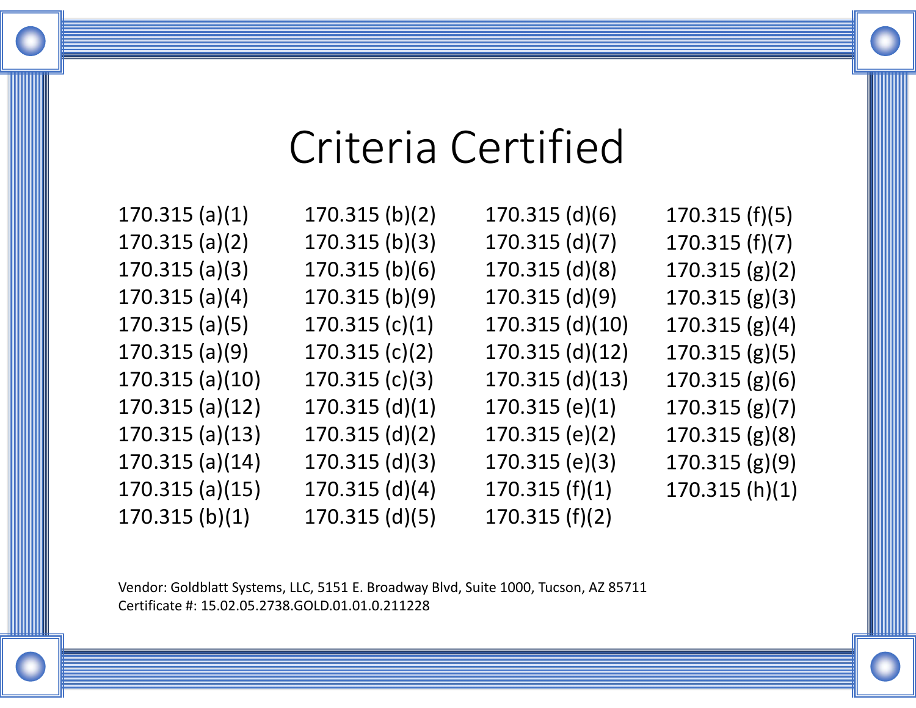# Criteria Certified

170.315 (a)(1)
170.315 (a)(2)
170.315 (a)(3)
170.315 (a)(4)
170.315 (a)(5)
170.315 (a)(9)
170.315 (a)(10)
170.315 (a)(12)
170.315 (a)(13)
170.315 (a)(14)
170.315 (a)(15)
170.315 (b)(1)
170.315 (b)(2)
170.315 (b)(3)
170.315 (b)(6)
170.315 (b)(9)
170.315 (c)(1)
170.315 (c)(2)
170.315 (c)(3)
170.315 (d)(1)
170.315 (d)(2)
170.315 (d)(3)
170.315 (d)(4)
170.315 (d)(5)
170.315 (d)(6)
170.315 (d)(7)
170.315 (d)(8)
170.315 (d)(9)
170.315 (d)(10)
170.315 (d)(12)
170.315 (d)(13)
170.315 (e)(1)
170.315 (e)(2)
170.315 (e)(3)
170.315 (f)(1)
170.315 (f)(2)
170.315 (f)(5)
170.315 (f)(7)
170.315 (g)(2)
170.315 (g)(3)
170.315 (g)(4)
170.315 (g)(5)
170.315 (g)(6)
170.315 (g)(7)
170.315 (g)(8)
170.315 (g)(9)
170.315 (h)(1)

Vendor: Goldblatt Systems, LLC, 5151 E. Broadway Blvd, Suite 1000, Tucson, AZ 85711
Certificate #: 15.02.05.2738.GOLD.01.01.0.211228